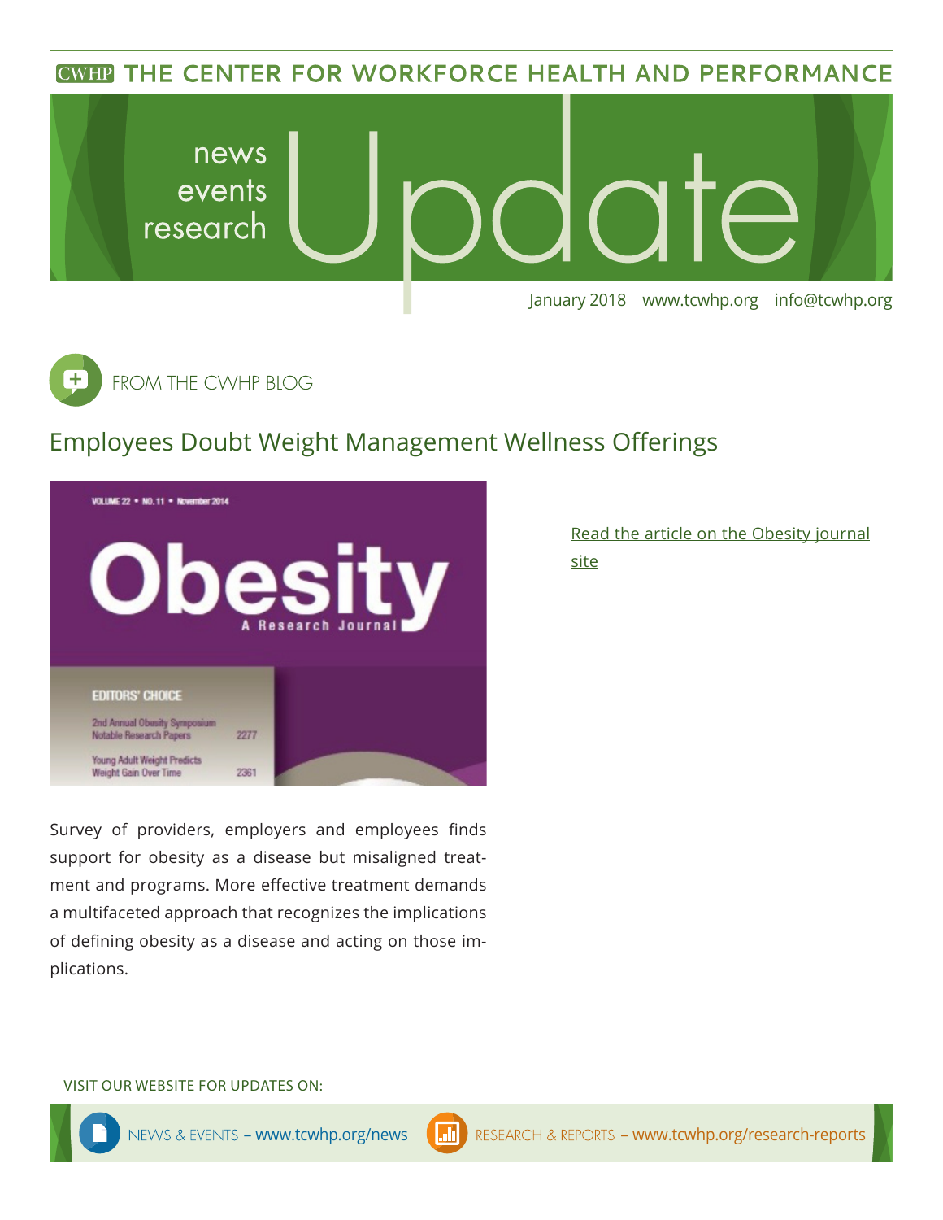CWHP THE CENTER FOR WORKFORCE HEALTH AND PERFORMANCE

# news events research Update

January 2018 www.tcwhp.org info@tcwhp.org

## FROM THE CWHP BLOG

## Employees Doubt Weight Management Wellness Offerings

VOLUME 22 • NO. 11 • November 2014

Obesity A Research Journal

EDITORS' CHOICE

2nd Annual Obesity Symposium Notable Research Papers 2277

Young Adult Weight Predicts Weight Gain Over Time 2361

Read the article on the Obesity journal site

Survey of providers, employers and employees finds support for obesity as a disease but misaligned treatment and programs. More effective treatment demands a multifaceted approach that recognizes the implications of defining obesity as a disease and acting on those implications.

VISIT OUR WEBSITE FOR UPDATES ON:

NEWS & EVENTS – www.tcwhp.org/news

RESEARCH & REPORTS – www.tcwhp.org/research-reports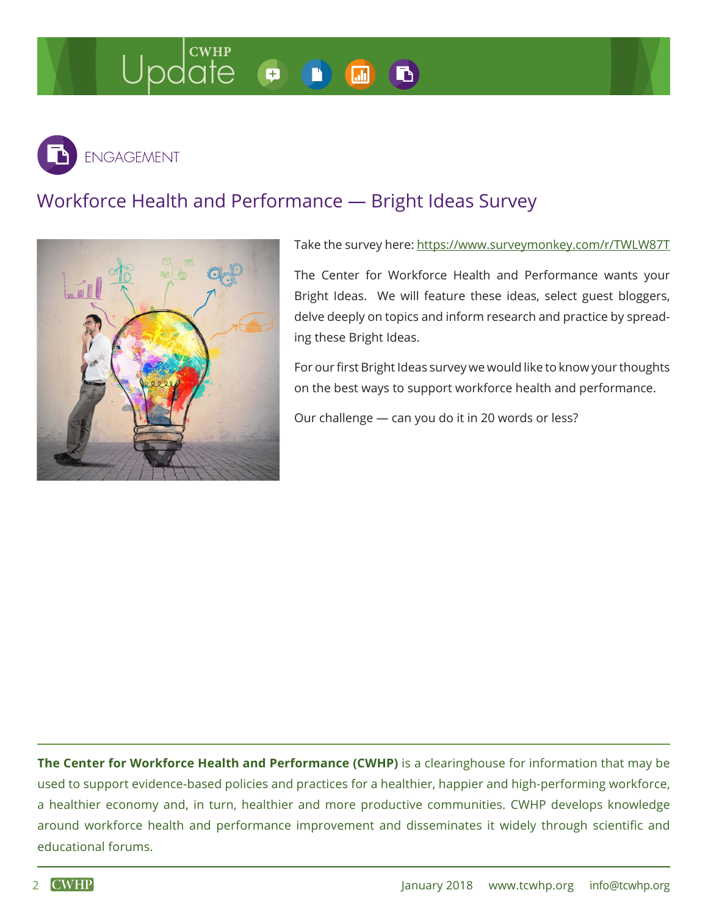## ENGAGEMENT

# Workforce Health and Performance — Bright Ideas Survey

Take the survey here: https://www.surveymonkey.com/r/TWLW87T

The Center for Workforce Health and Performance wants your Bright Ideas. We will feature these ideas, select guest bloggers, delve deeply on topics and inform research and practice by spreading these Bright Ideas.

For our first Bright Ideas survey we would like to know your thoughts on the best ways to support workforce health and performance.

Our challenge — can you do it in 20 words or less?

**The Center for Workforce Health and Performance (CWHP)** is a clearinghouse for information that may be used to support evidence-based policies and practices for a healthier, happier and high-performing workforce, a healthier economy and, in turn, healthier and more productive communities. CWHP develops knowledge around workforce health and performance improvement and disseminates it widely through scientific and educational forums.